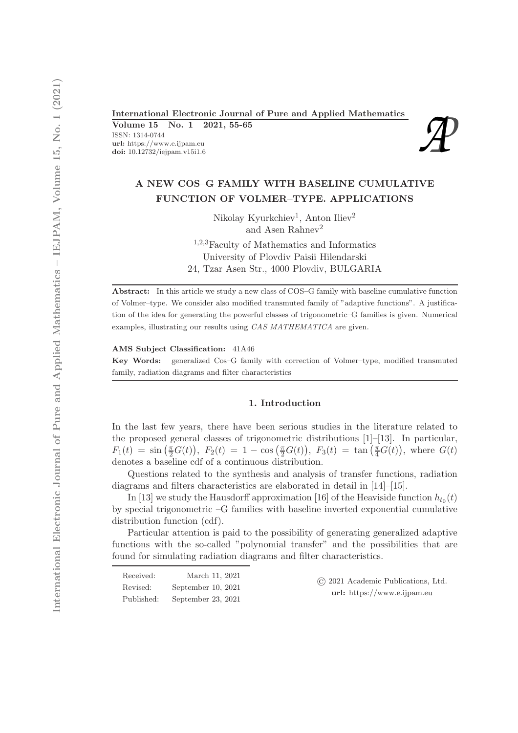**International Electronic Journal of Pure and Applied Mathematics**
**Volume 15 No. 1 2021, 55-65**
ISSN: 1314-0744
**url:** https://www.e.ijpam.eu
**doi:** 10.12732/iejpam.v15i1.6

# A NEW COS–G FAMILY WITH BASELINE CUMULATIVE FUNCTION OF VOLMER–TYPE. APPLICATIONS

Nikolay Kyurkchiev[1], Anton Iliev[2] and Asen Rahnev[2]

[1,2,3]Faculty of Mathematics and Informatics
University of Plovdiv Paisii Hilendarski
24, Tzar Asen Str., 4000 Plovdiv, BULGARIA

**Abstract:** In this article we study a new class of COS–G family with baseline cumulative function of Volmer–type. We consider also modified transmuted family of "adaptive functions". A justification of the idea for generating the powerful classes of trigonometric–G families is given. Numerical examples, illustrating our results using *CAS MATHEMATICA* are given.

**AMS Subject Classification:** 41A46

**Key Words:** generalized Cos–G family with correction of Volmer–type, modified transmuted family, radiation diagrams and filter characteristics

## 1. Introduction

In the last few years, there have been serious studies in the literature related to the proposed general classes of trigonometric distributions [1]–[13]. In particular, $F_1(t) = \sin\left(\frac{\pi}{2}G(t)\right)$, $F_2(t) = 1 - \cos\left(\frac{\pi}{2}G(t)\right)$, $F_3(t) = \tan\left(\frac{\pi}{4}G(t)\right)$, where $G(t)$ denotes a baseline cdf of a continuous distribution.

Questions related to the synthesis and analysis of transfer functions, radiation diagrams and filters characteristics are elaborated in detail in [14]–[15].

In [13] we study the Hausdorff approximation [16] of the Heaviside function $h_{t_0}(t)$ by special trigonometric –G families with baseline inverted exponential cumulative distribution function (cdf).

Particular attention is paid to the possibility of generating generalized adaptive functions with the so-called "polynomial transfer" and the possibilities that are found for simulating radiation diagrams and filter characteristics.

Received: March 11, 2021
Revised: September 10, 2021
Published: September 23, 2021

© 2021 Academic Publications, Ltd.
**url:** https://www.e.ijpam.eu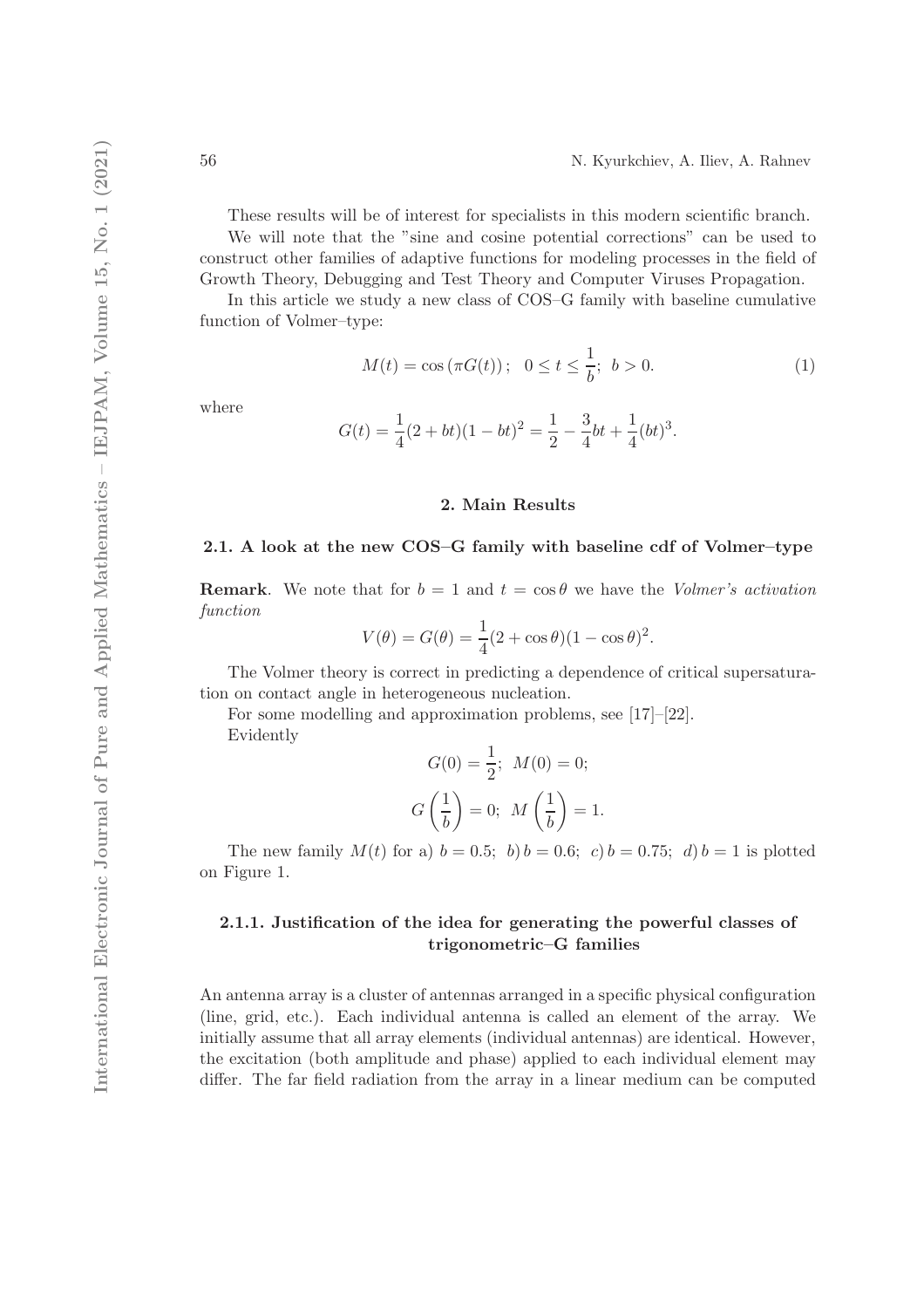These results will be of interest for specialists in this modern scientific branch.

We will note that the "sine and cosine potential corrections" can be used to construct other families of adaptive functions for modeling processes in the field of Growth Theory, Debugging and Test Theory and Computer Viruses Propagation.

In this article we study a new class of COS–G family with baseline cumulative function of Volmer–type:

$$M(t) = \cos\left(\pi G(t)\right); \quad 0 \leq t \leq \frac{1}{b}; \;\; b > 0. \tag{1}$$

where

$$G(t) = \frac{1}{4}(2+bt)(1-bt)^2 = \frac{1}{2} - \frac{3}{4}bt + \frac{1}{4}(bt)^3.$$

## 2. Main Results

### 2.1. A look at the new COS–G family with baseline cdf of Volmer–type

**Remark**. We note that for $b = 1$ and $t = \cos\theta$ we have the *Volmer's activation function*

$$V(\theta) = G(\theta) = \frac{1}{4}(2+\cos\theta)(1-\cos\theta)^2.$$

The Volmer theory is correct in predicting a dependence of critical supersaturation on contact angle in heterogeneous nucleation.

For some modelling and approximation problems, see [17]–[22].

Evidently

$$G(0) = \frac{1}{2}; \;\; M(0) = 0;$$

$$G\left(\frac{1}{b}\right) = 0; \;\; M\left(\frac{1}{b}\right) = 1.$$

The new family $M(t)$ for a) $b = 0.5$; *b)* $b = 0.6$; *c)* $b = 0.75$; *d)* $b = 1$ is plotted on Figure 1.

#### 2.1.1. Justification of the idea for generating the powerful classes of trigonometric–G families

An antenna array is a cluster of antennas arranged in a specific physical configuration (line, grid, etc.). Each individual antenna is called an element of the array. We initially assume that all array elements (individual antennas) are identical. However, the excitation (both amplitude and phase) applied to each individual element may differ. The far field radiation from the array in a linear medium can be computed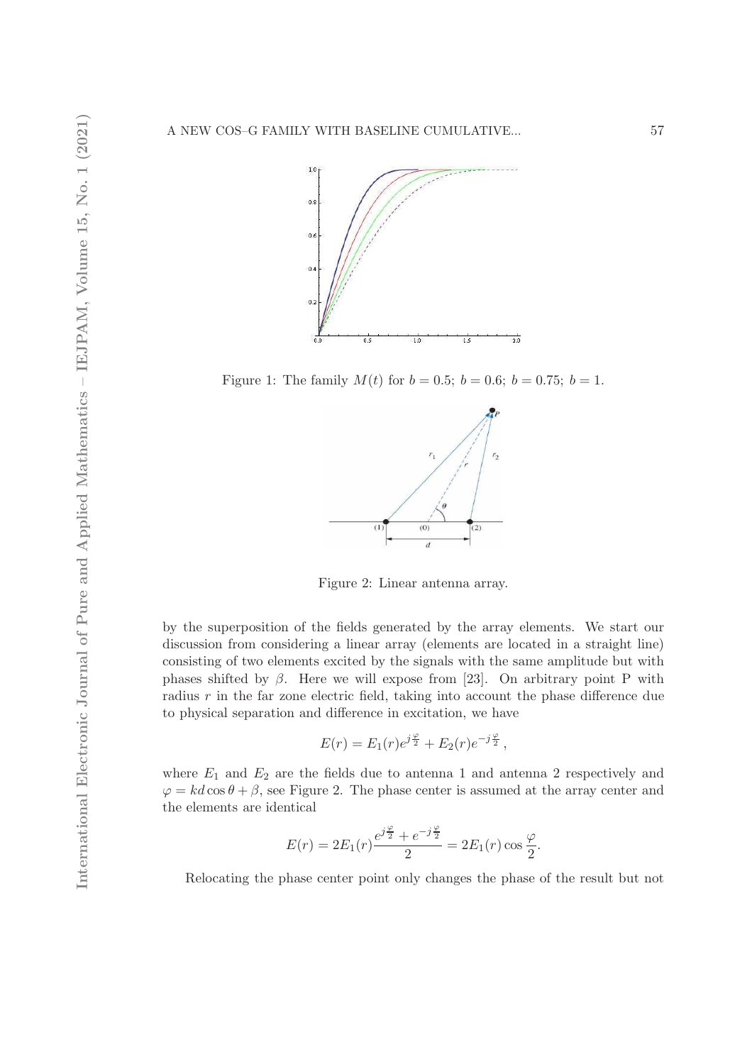Figure 1: The family $M(t)$ for $b = 0.5$; $b = 0.6$; $b = 0.75$; $b = 1$.

Figure 2: Linear antenna array.

by the superposition of the fields generated by the array elements. We start our discussion from considering a linear array (elements are located in a straight line) consisting of two elements excited by the signals with the same amplitude but with phases shifted by $\beta$. Here we will expose from [23]. On arbitrary point P with radius $r$ in the far zone electric field, taking into account the phase difference due to physical separation and difference in excitation, we have

$$E(r) = E_1(r)e^{j\frac{\varphi}{2}} + E_2(r)e^{-j\frac{\varphi}{2}},$$

where $E_1$ and $E_2$ are the fields due to antenna 1 and antenna 2 respectively and $\varphi = kd\cos\theta + \beta$, see Figure 2. The phase center is assumed at the array center and the elements are identical

$$E(r) = 2E_1(r)\frac{e^{j\frac{\varphi}{2}} + e^{-j\frac{\varphi}{2}}}{2} = 2E_1(r)\cos\frac{\varphi}{2}.$$

Relocating the phase center point only changes the phase of the result but not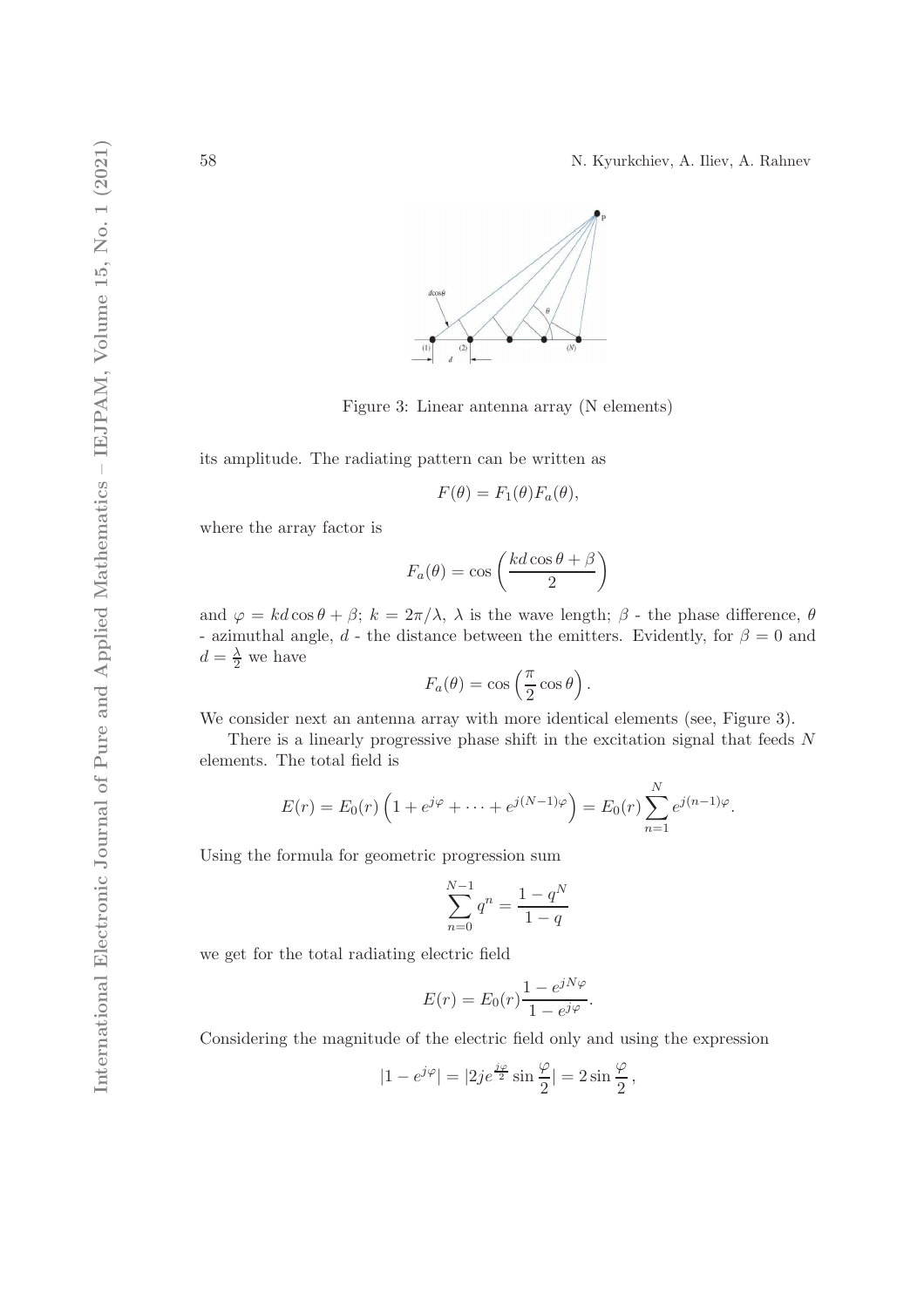Figure 3: Linear antenna array (N elements)

its amplitude. The radiating pattern can be written as

$$F(\theta) = F_1(\theta)F_a(\theta),$$

where the array factor is

$$F_a(\theta) = \cos\left(\frac{kd\cos\theta + \beta}{2}\right)$$

and $\varphi = kd\cos\theta + \beta$; $k = 2\pi/\lambda$, $\lambda$ is the wave length; $\beta$ - the phase difference, $\theta$ - azimuthal angle, $d$ - the distance between the emitters. Evidently, for $\beta = 0$ and $d = \frac{\lambda}{2}$ we have

$$F_a(\theta) = \cos\left(\frac{\pi}{2}\cos\theta\right).$$

We consider next an antenna array with more identical elements (see, Figure 3).

There is a linearly progressive phase shift in the excitation signal that feeds $N$ elements. The total field is

$$E(r) = E_0(r)\left(1 + e^{j\varphi} + \cdots + e^{j(N-1)\varphi}\right) = E_0(r)\sum_{n=1}^{N} e^{j(n-1)\varphi}.$$

Using the formula for geometric progression sum

$$\sum_{n=0}^{N-1} q^n = \frac{1 - q^N}{1 - q}$$

we get for the total radiating electric field

$$E(r) = E_0(r)\frac{1 - e^{jN\varphi}}{1 - e^{j\varphi}}.$$

Considering the magnitude of the electric field only and using the expression

$$|1 - e^{j\varphi}| = |2je^{\frac{j\varphi}{2}}\sin\frac{\varphi}{2}| = 2\sin\frac{\varphi}{2},$$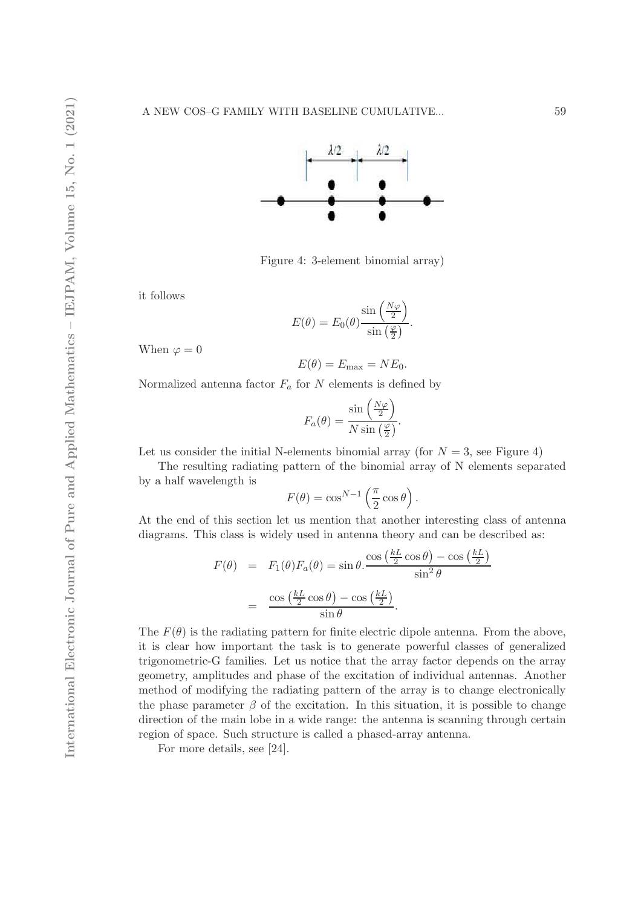Figure 4: 3-element binomial array)

it follows

$$E(\theta) = E_0(\theta)\frac{\sin\left(\frac{N\varphi}{2}\right)}{\sin\left(\frac{\varphi}{2}\right)}.$$

When $\varphi = 0$

$$E(\theta) = E_{\max} = NE_0.$$

Normalized antenna factor $F_a$ for $N$ elements is defined by

$$F_a(\theta) = \frac{\sin\left(\frac{N\varphi}{2}\right)}{N\sin\left(\frac{\varphi}{2}\right)}.$$

Let us consider the initial N-elements binomial array (for $N = 3$, see Figure 4)

The resulting radiating pattern of the binomial array of N elements separated by a half wavelength is

$$F(\theta) = \cos^{N-1}\left(\frac{\pi}{2}\cos\theta\right).$$

At the end of this section let us mention that another interesting class of antenna diagrams. This class is widely used in antenna theory and can be described as:

$$\begin{aligned} F(\theta) &= F_1(\theta)F_a(\theta) = \sin\theta.\frac{\cos\left(\frac{kL}{2}\cos\theta\right) - \cos\left(\frac{kL}{2}\right)}{\sin^2\theta} \\ &= \frac{\cos\left(\frac{kL}{2}\cos\theta\right) - \cos\left(\frac{kL}{2}\right)}{\sin\theta}. \end{aligned}$$

The $F(\theta)$ is the radiating pattern for finite electric dipole antenna. From the above, it is clear how important the task is to generate powerful classes of generalized trigonometric-G families. Let us notice that the array factor depends on the array geometry, amplitudes and phase of the excitation of individual antennas. Another method of modifying the radiating pattern of the array is to change electronically the phase parameter $\beta$ of the excitation. In this situation, it is possible to change direction of the main lobe in a wide range: the antenna is scanning through certain region of space. Such structure is called a phased-array antenna.

For more details, see [24].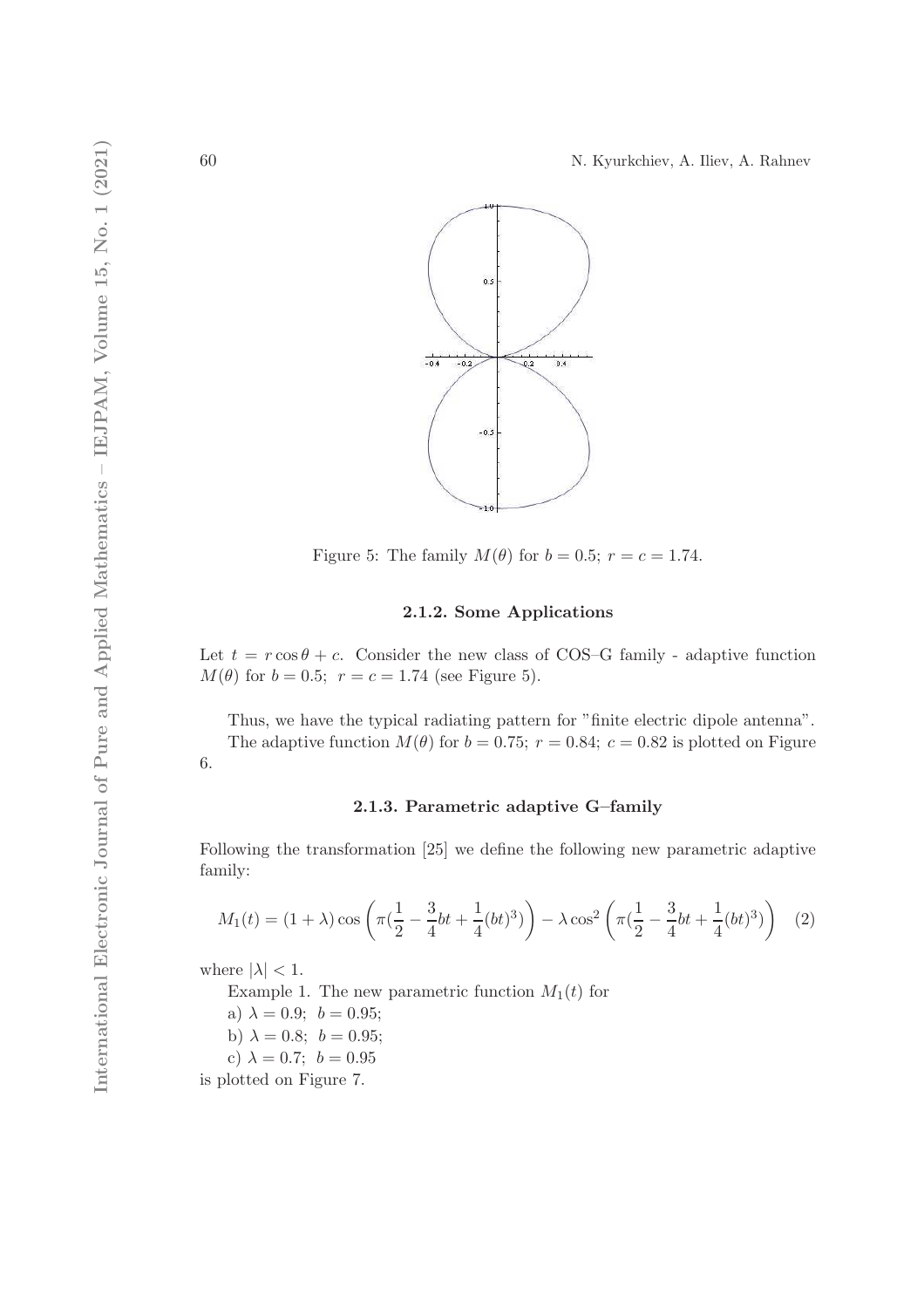Figure 5: The family $M(\theta)$ for $b = 0.5$; $r = c = 1.74$.

### 2.1.2. Some Applications

Let $t = r\cos\theta + c$. Consider the new class of COS–G family - adaptive function $M(\theta)$ for $b = 0.5$; $r = c = 1.74$ (see Figure 5).

Thus, we have the typical radiating pattern for "finite electric dipole antenna".

The adaptive function $M(\theta)$ for $b = 0.75$; $r = 0.84$; $c = 0.82$ is plotted on Figure 6.

### 2.1.3. Parametric adaptive G–family

Following the transformation [25] we define the following new parametric adaptive family:

$$M_1(t) = (1+\lambda)\cos\left(\pi(\frac{1}{2} - \frac{3}{4}bt + \frac{1}{4}(bt)^3)\right) - \lambda\cos^2\left(\pi(\frac{1}{2} - \frac{3}{4}bt + \frac{1}{4}(bt)^3)\right) \quad (2)$$

where $|\lambda| < 1$.

Example 1. The new parametric function $M_1(t)$ for

a) $\lambda = 0.9$; $b = 0.95$;

b) $\lambda = 0.8$; $b = 0.95$;

c) $\lambda = 0.7$; $b = 0.95$

is plotted on Figure 7.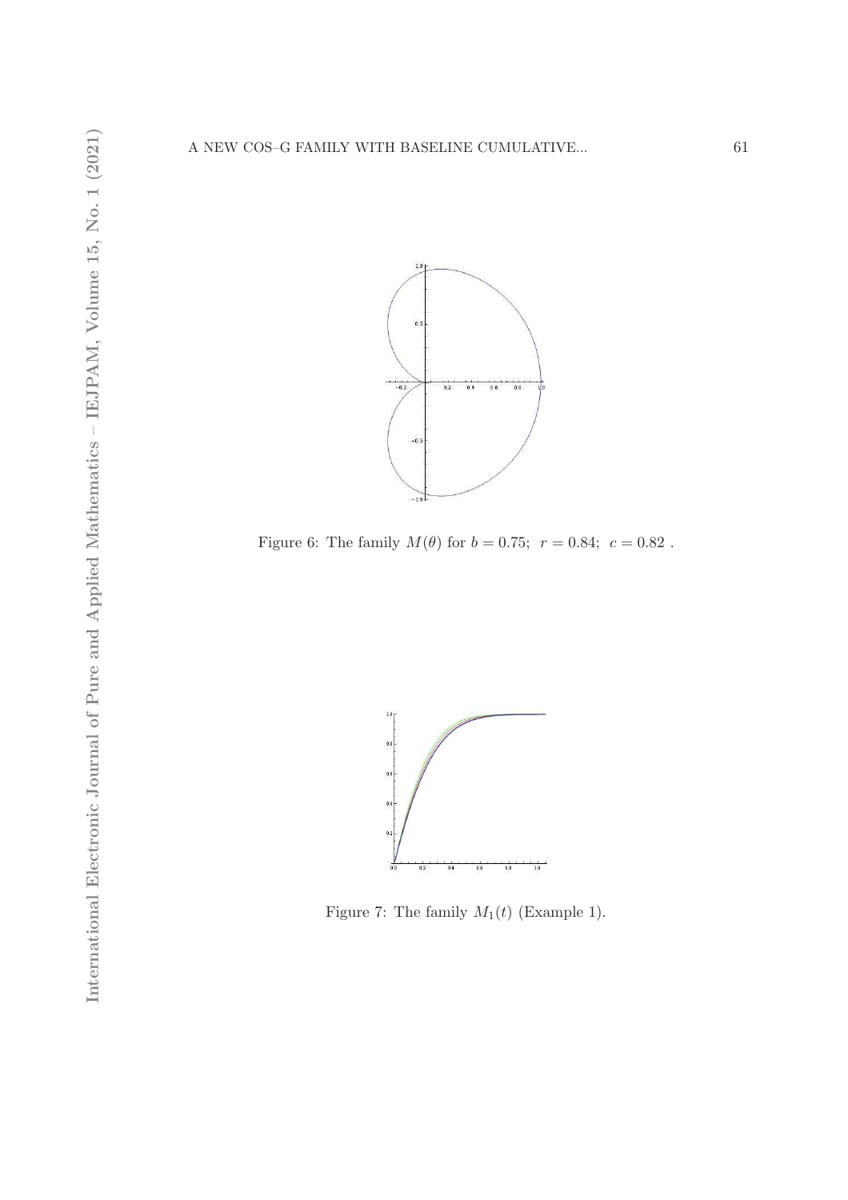Figure 6: The family $M(\theta)$ for $b = 0.75;\ \ r = 0.84;\ \ c = 0.82$ .

Figure 7: The family $M_1(t)$ (Example 1).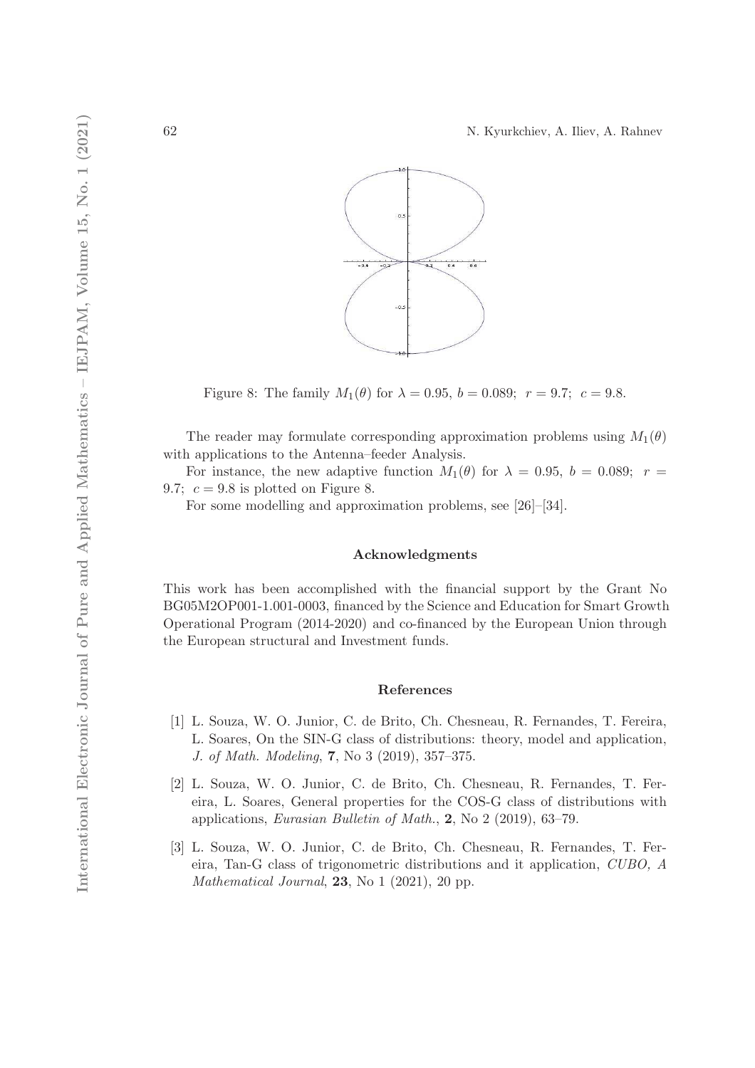Figure 8: The family $M_1(\theta)$ for $\lambda = 0.95$, $b = 0.089$; $r = 9.7$; $c = 9.8$.

The reader may formulate corresponding approximation problems using $M_1(\theta)$ with applications to the Antenna–feeder Analysis.

For instance, the new adaptive function $M_1(\theta)$ for $\lambda = 0.95$, $b = 0.089$; $r = 9.7$; $c = 9.8$ is plotted on Figure 8.

For some modelling and approximation problems, see [26]–[34].

### Acknowledgments

This work has been accomplished with the financial support by the Grant No BG05M2OP001-1.001-0003, financed by the Science and Education for Smart Growth Operational Program (2014-2020) and co-financed by the European Union through the European structural and Investment funds.

### References

[1] L. Souza, W. O. Junior, C. de Brito, Ch. Chesneau, R. Fernandes, T. Fereira, L. Soares, On the SIN-G class of distributions: theory, model and application, *J. of Math. Modeling*, **7**, No 3 (2019), 357–375.

[2] L. Souza, W. O. Junior, C. de Brito, Ch. Chesneau, R. Fernandes, T. Fereira, L. Soares, General properties for the COS-G class of distributions with applications, *Eurasian Bulletin of Math.*, **2**, No 2 (2019), 63–79.

[3] L. Souza, W. O. Junior, C. de Brito, Ch. Chesneau, R. Fernandes, T. Fereira, Tan-G class of trigonometric distributions and it application, *CUBO, A Mathematical Journal*, **23**, No 1 (2021), 20 pp.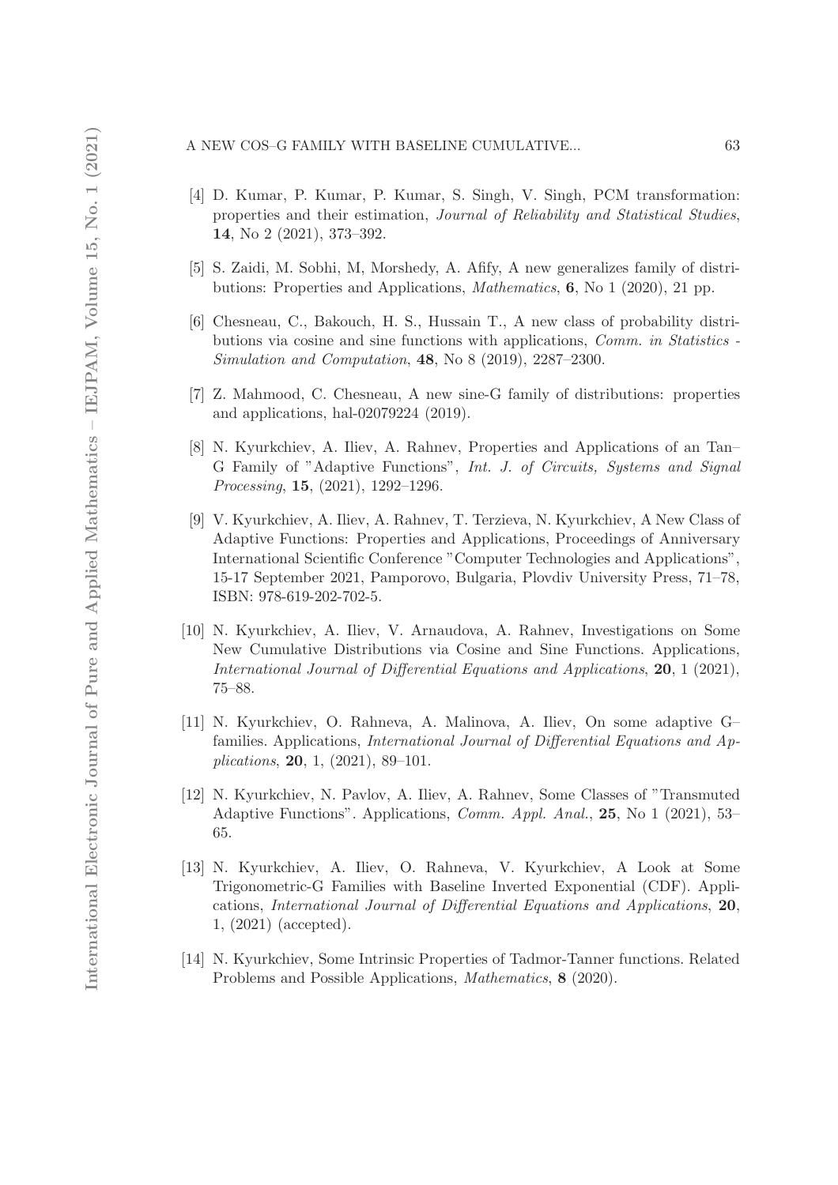[4] D. Kumar, P. Kumar, P. Kumar, S. Singh, V. Singh, PCM transformation: properties and their estimation, *Journal of Reliability and Statistical Studies*, **14**, No 2 (2021), 373–392.

[5] S. Zaidi, M. Sobhi, M, Morshedy, A. Afify, A new generalizes family of distributions: Properties and Applications, *Mathematics*, **6**, No 1 (2020), 21 pp.

[6] Chesneau, C., Bakouch, H. S., Hussain T., A new class of probability distributions via cosine and sine functions with applications, *Comm. in Statistics - Simulation and Computation*, **48**, No 8 (2019), 2287–2300.

[7] Z. Mahmood, C. Chesneau, A new sine-G family of distributions: properties and applications, hal-02079224 (2019).

[8] N. Kyurkchiev, A. Iliev, A. Rahnev, Properties and Applications of an Tan–G Family of "Adaptive Functions", *Int. J. of Circuits, Systems and Signal Processing*, **15**, (2021), 1292–1296.

[9] V. Kyurkchiev, A. Iliev, A. Rahnev, T. Terzieva, N. Kyurkchiev, A New Class of Adaptive Functions: Properties and Applications, Proceedings of Anniversary International Scientific Conference "Computer Technologies and Applications", 15-17 September 2021, Pamporovo, Bulgaria, Plovdiv University Press, 71–78, ISBN: 978-619-202-702-5.

[10] N. Kyurkchiev, A. Iliev, V. Arnaudova, A. Rahnev, Investigations on Some New Cumulative Distributions via Cosine and Sine Functions. Applications, *International Journal of Differential Equations and Applications*, **20**, 1 (2021), 75–88.

[11] N. Kyurkchiev, O. Rahneva, A. Malinova, A. Iliev, On some adaptive G–families. Applications, *International Journal of Differential Equations and Applications*, **20**, 1, (2021), 89–101.

[12] N. Kyurkchiev, N. Pavlov, A. Iliev, A. Rahnev, Some Classes of "Transmuted Adaptive Functions". Applications, *Comm. Appl. Anal.*, **25**, No 1 (2021), 53–65.

[13] N. Kyurkchiev, A. Iliev, O. Rahneva, V. Kyurkchiev, A Look at Some Trigonometric-G Families with Baseline Inverted Exponential (CDF). Applications, *International Journal of Differential Equations and Applications*, **20**, 1, (2021) (accepted).

[14] N. Kyurkchiev, Some Intrinsic Properties of Tadmor-Tanner functions. Related Problems and Possible Applications, *Mathematics*, **8** (2020).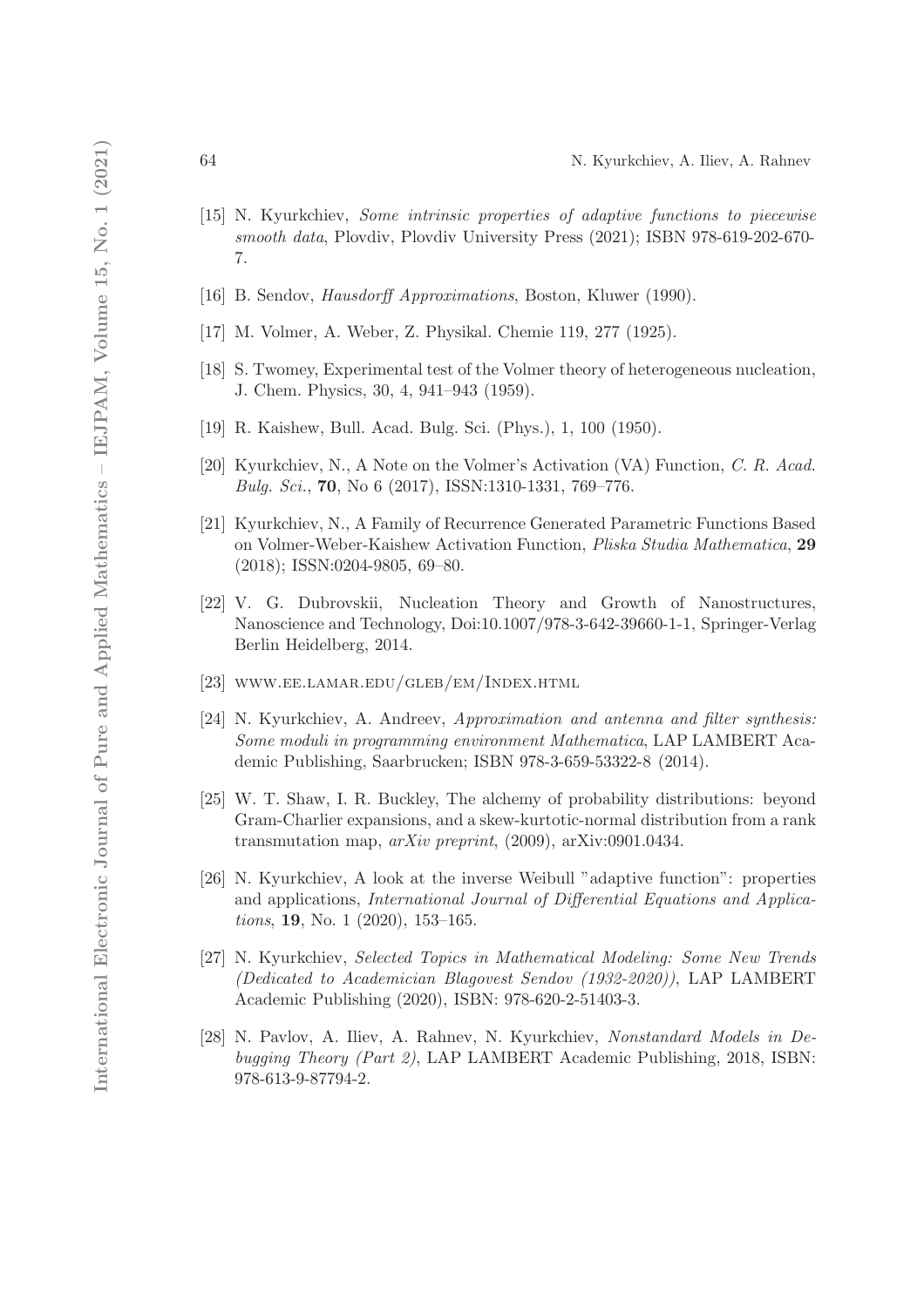[15] N. Kyurkchiev, *Some intrinsic properties of adaptive functions to piecewise smooth data*, Plovdiv, Plovdiv University Press (2021); ISBN 978-619-202-670-7.

[16] B. Sendov, *Hausdorff Approximations*, Boston, Kluwer (1990).

[17] M. Volmer, A. Weber, Z. Physikal. Chemie 119, 277 (1925).

[18] S. Twomey, Experimental test of the Volmer theory of heterogeneous nucleation, J. Chem. Physics, 30, 4, 941–943 (1959).

[19] R. Kaishew, Bull. Acad. Bulg. Sci. (Phys.), 1, 100 (1950).

[20] Kyurkchiev, N., A Note on the Volmer's Activation (VA) Function, *C. R. Acad. Bulg. Sci.*, **70**, No 6 (2017), ISSN:1310-1331, 769–776.

[21] Kyurkchiev, N., A Family of Recurrence Generated Parametric Functions Based on Volmer-Weber-Kaishew Activation Function, *Pliska Studia Mathematica*, **29** (2018); ISSN:0204-9805, 69–80.

[22] V. G. Dubrovskii, Nucleation Theory and Growth of Nanostructures, Nanoscience and Technology, Doi:10.1007/978-3-642-39660-1-1, Springer-Verlag Berlin Heidelberg, 2014.

[23] WWW.EE.LAMAR.EDU/GLEB/EM/INDEX.HTML

[24] N. Kyurkchiev, A. Andreev, *Approximation and antenna and filter synthesis: Some moduli in programming environment Mathematica*, LAP LAMBERT Academic Publishing, Saarbrucken; ISBN 978-3-659-53322-8 (2014).

[25] W. T. Shaw, I. R. Buckley, The alchemy of probability distributions: beyond Gram-Charlier expansions, and a skew-kurtotic-normal distribution from a rank transmutation map, *arXiv preprint*, (2009), arXiv:0901.0434.

[26] N. Kyurkchiev, A look at the inverse Weibull "adaptive function": properties and applications, *International Journal of Differential Equations and Applications*, **19**, No. 1 (2020), 153–165.

[27] N. Kyurkchiev, *Selected Topics in Mathematical Modeling: Some New Trends (Dedicated to Academician Blagovest Sendov (1932-2020))*, LAP LAMBERT Academic Publishing (2020), ISBN: 978-620-2-51403-3.

[28] N. Pavlov, A. Iliev, A. Rahnev, N. Kyurkchiev, *Nonstandard Models in Debugging Theory (Part 2)*, LAP LAMBERT Academic Publishing, 2018, ISBN: 978-613-9-87794-2.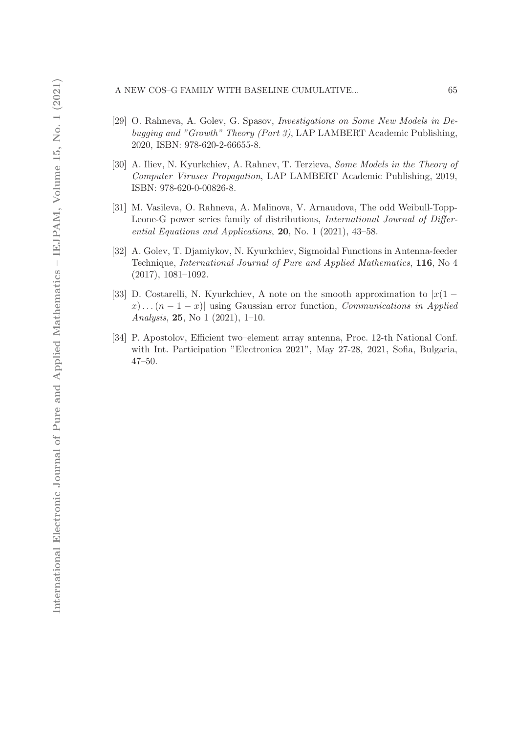[29] O. Rahneva, A. Golev, G. Spasov, *Investigations on Some New Models in Debugging and "Growth" Theory (Part 3)*, LAP LAMBERT Academic Publishing, 2020, ISBN: 978-620-2-66655-8.

[30] A. Iliev, N. Kyurkchiev, A. Rahnev, T. Terzieva, *Some Models in the Theory of Computer Viruses Propagation*, LAP LAMBERT Academic Publishing, 2019, ISBN: 978-620-0-00826-8.

[31] M. Vasileva, O. Rahneva, A. Malinova, V. Arnaudova, The odd Weibull-Topp-Leone-G power series family of distributions, *International Journal of Differential Equations and Applications*, **20**, No. 1 (2021), 43–58.

[32] A. Golev, T. Djamiykov, N. Kyurkchiev, Sigmoidal Functions in Antenna-feeder Technique, *International Journal of Pure and Applied Mathematics*, **116**, No 4 (2017), 1081–1092.

[33] D. Costarelli, N. Kyurkchiev, A note on the smooth approximation to $|x(1-x)\dots(n-1-x)|$ using Gaussian error function, *Communications in Applied Analysis*, **25**, No 1 (2021), 1–10.

[34] P. Apostolov, Efficient two–element array antenna, Proc. 12-th National Conf. with Int. Participation "Electronica 2021", May 27-28, 2021, Sofia, Bulgaria, 47–50.